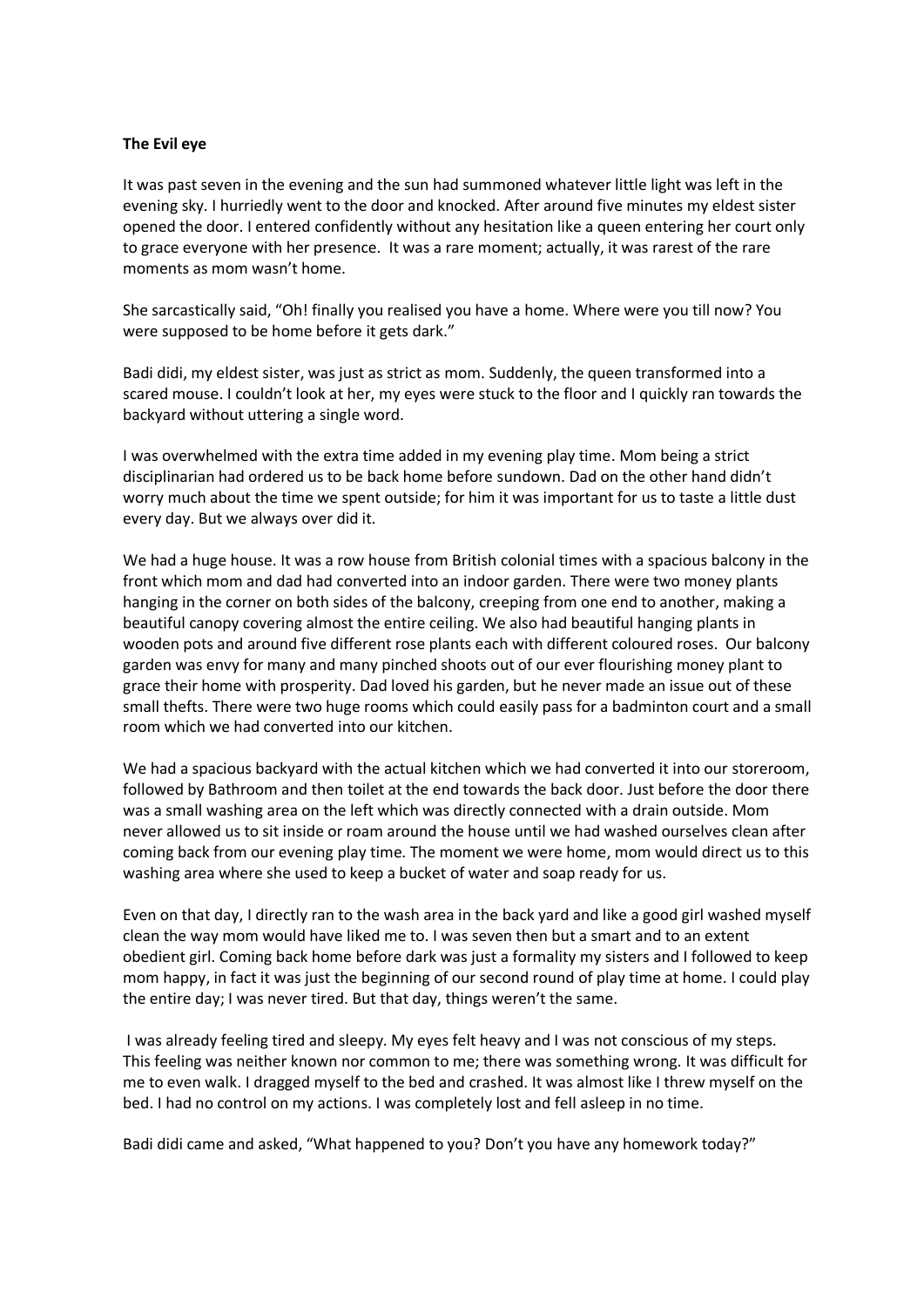**The Evil eye**

It was past seven in the evening and the sun had summoned whatever little light was left in the evening sky. I hurriedly went to the door and knocked. After around five minutes my eldest sister opened the door. I entered confidently without any hesitation like a queen entering her court only to grace everyone with her presence. It was a rare moment; actually, it was rarest of the rare moments as mom wasn't home.

She sarcastically said, "Oh! finally you realised you have a home. Where were you till now? You were supposed to be home before it gets dark."

Badi didi, my eldest sister, was just as strict as mom. Suddenly, the queen transformed into a scared mouse. I couldn't look at her, my eyes were stuck to the floor and I quickly ran towards the backyard without uttering a single word.

I was overwhelmed with the extra time added in my evening play time. Mom being a strict disciplinarian had ordered us to be back home before sundown. Dad on the other hand didn't worry much about the time we spent outside; for him it was important for us to taste a little dust every day. But we always over did it.

We had a huge house. It was a row house from British colonial times with a spacious balcony in the front which mom and dad had converted into an indoor garden. There were two money plants hanging in the corner on both sides of the balcony, creeping from one end to another, making a beautiful canopy covering almost the entire ceiling. We also had beautiful hanging plants in wooden pots and around five different rose plants each with different coloured roses. Our balcony garden was envy for many and many pinched shoots out of our ever flourishing money plant to grace their home with prosperity. Dad loved his garden, but he never made an issue out of these small thefts. There were two huge rooms which could easily pass for a badminton court and a small room which we had converted into our kitchen.

We had a spacious backyard with the actual kitchen which we had converted it into our storeroom, followed by Bathroom and then toilet at the end towards the back door. Just before the door there was a small washing area on the left which was directly connected with a drain outside. Mom never allowed us to sit inside or roam around the house until we had washed ourselves clean after coming back from our evening play time. The moment we were home, mom would direct us to this washing area where she used to keep a bucket of water and soap ready for us.

Even on that day, I directly ran to the wash area in the back yard and like a good girl washed myself clean the way mom would have liked me to. I was seven then but a smart and to an extent obedient girl. Coming back home before dark was just a formality my sisters and I followed to keep mom happy, in fact it was just the beginning of our second round of play time at home. I could play the entire day; I was never tired. But that day, things weren't the same.

I was already feeling tired and sleepy. My eyes felt heavy and I was not conscious of my steps. This feeling was neither known nor common to me; there was something wrong. It was difficult for me to even walk. I dragged myself to the bed and crashed. It was almost like I threw myself on the bed. I had no control on my actions. I was completely lost and fell asleep in no time.

Badi didi came and asked, "What happened to you? Don't you have any homework today?"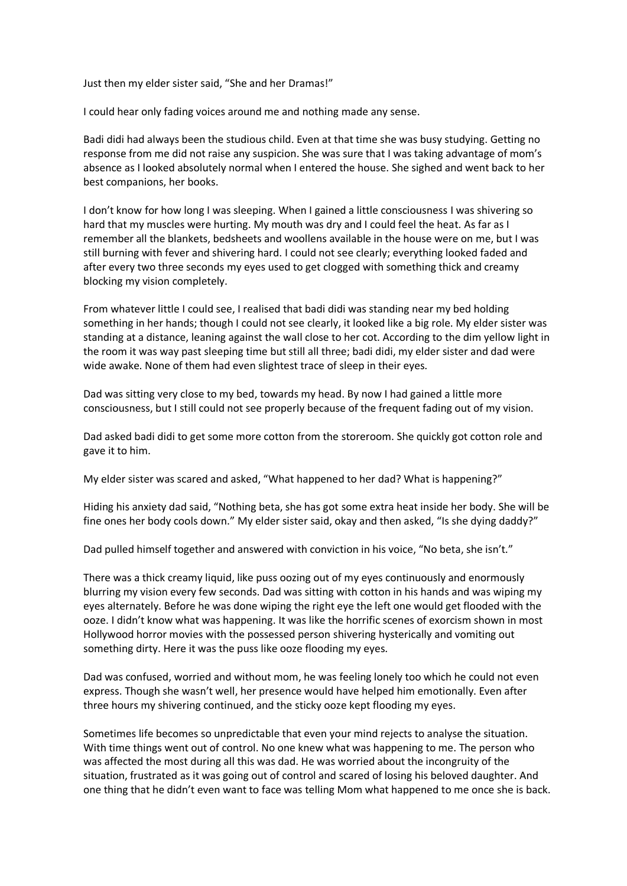Just then my elder sister said, "She and her Dramas!"

I could hear only fading voices around me and nothing made any sense.

Badi didi had always been the studious child. Even at that time she was busy studying. Getting no response from me did not raise any suspicion. She was sure that I was taking advantage of mom's absence as I looked absolutely normal when I entered the house. She sighed and went back to her best companions, her books.

I don't know for how long I was sleeping. When I gained a little consciousness I was shivering so hard that my muscles were hurting. My mouth was dry and I could feel the heat. As far as I remember all the blankets, bedsheets and woollens available in the house were on me, but I was still burning with fever and shivering hard. I could not see clearly; everything looked faded and after every two three seconds my eyes used to get clogged with something thick and creamy blocking my vision completely.

From whatever little I could see, I realised that badi didi was standing near my bed holding something in her hands; though I could not see clearly, it looked like a big role. My elder sister was standing at a distance, leaning against the wall close to her cot. According to the dim yellow light in the room it was way past sleeping time but still all three; badi didi, my elder sister and dad were wide awake. None of them had even slightest trace of sleep in their eyes.

Dad was sitting very close to my bed, towards my head. By now I had gained a little more consciousness, but I still could not see properly because of the frequent fading out of my vision.

Dad asked badi didi to get some more cotton from the storeroom. She quickly got cotton role and gave it to him.

My elder sister was scared and asked, "What happened to her dad? What is happening?"

Hiding his anxiety dad said, "Nothing beta, she has got some extra heat inside her body. She will be fine ones her body cools down." My elder sister said, okay and then asked, "Is she dying daddy?"

Dad pulled himself together and answered with conviction in his voice, "No beta, she isn't."

There was a thick creamy liquid, like puss oozing out of my eyes continuously and enormously blurring my vision every few seconds. Dad was sitting with cotton in his hands and was wiping my eyes alternately. Before he was done wiping the right eye the left one would get flooded with the ooze. I didn't know what was happening. It was like the horrific scenes of exorcism shown in most Hollywood horror movies with the possessed person shivering hysterically and vomiting out something dirty. Here it was the puss like ooze flooding my eyes.

Dad was confused, worried and without mom, he was feeling lonely too which he could not even express. Though she wasn't well, her presence would have helped him emotionally. Even after three hours my shivering continued, and the sticky ooze kept flooding my eyes.

Sometimes life becomes so unpredictable that even your mind rejects to analyse the situation. With time things went out of control. No one knew what was happening to me. The person who was affected the most during all this was dad. He was worried about the incongruity of the situation, frustrated as it was going out of control and scared of losing his beloved daughter. And one thing that he didn't even want to face was telling Mom what happened to me once she is back.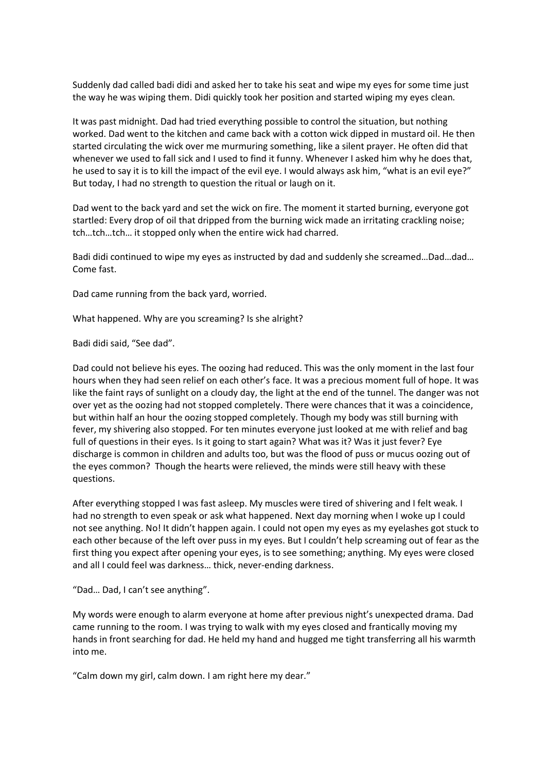Suddenly dad called badi didi and asked her to take his seat and wipe my eyes for some time just the way he was wiping them. Didi quickly took her position and started wiping my eyes clean.

It was past midnight. Dad had tried everything possible to control the situation, but nothing worked. Dad went to the kitchen and came back with a cotton wick dipped in mustard oil. He then started circulating the wick over me murmuring something, like a silent prayer. He often did that whenever we used to fall sick and I used to find it funny. Whenever I asked him why he does that, he used to say it is to kill the impact of the evil eye. I would always ask him, "what is an evil eye?" But today, I had no strength to question the ritual or laugh on it.

Dad went to the back yard and set the wick on fire. The moment it started burning, everyone got startled: Every drop of oil that dripped from the burning wick made an irritating crackling noise; tch…tch…tch… it stopped only when the entire wick had charred.

Badi didi continued to wipe my eyes as instructed by dad and suddenly she screamed…Dad…dad… Come fast.

Dad came running from the back yard, worried.

What happened. Why are you screaming? Is she alright?

Badi didi said, "See dad".

Dad could not believe his eyes. The oozing had reduced. This was the only moment in the last four hours when they had seen relief on each other's face. It was a precious moment full of hope. It was like the faint rays of sunlight on a cloudy day, the light at the end of the tunnel. The danger was not over yet as the oozing had not stopped completely. There were chances that it was a coincidence, but within half an hour the oozing stopped completely. Though my body was still burning with fever, my shivering also stopped. For ten minutes everyone just looked at me with relief and bag full of questions in their eyes. Is it going to start again? What was it? Was it just fever? Eye discharge is common in children and adults too, but was the flood of puss or mucus oozing out of the eyes common? Though the hearts were relieved, the minds were still heavy with these questions.

After everything stopped I was fast asleep. My muscles were tired of shivering and I felt weak. I had no strength to even speak or ask what happened. Next day morning when I woke up I could not see anything. No! It didn't happen again. I could not open my eyes as my eyelashes got stuck to each other because of the left over puss in my eyes. But I couldn't help screaming out of fear as the first thing you expect after opening your eyes, is to see something; anything. My eyes were closed and all I could feel was darkness… thick, never-ending darkness.

"Dad… Dad, I can't see anything".

My words were enough to alarm everyone at home after previous night's unexpected drama. Dad came running to the room. I was trying to walk with my eyes closed and frantically moving my hands in front searching for dad. He held my hand and hugged me tight transferring all his warmth into me.

"Calm down my girl, calm down. I am right here my dear."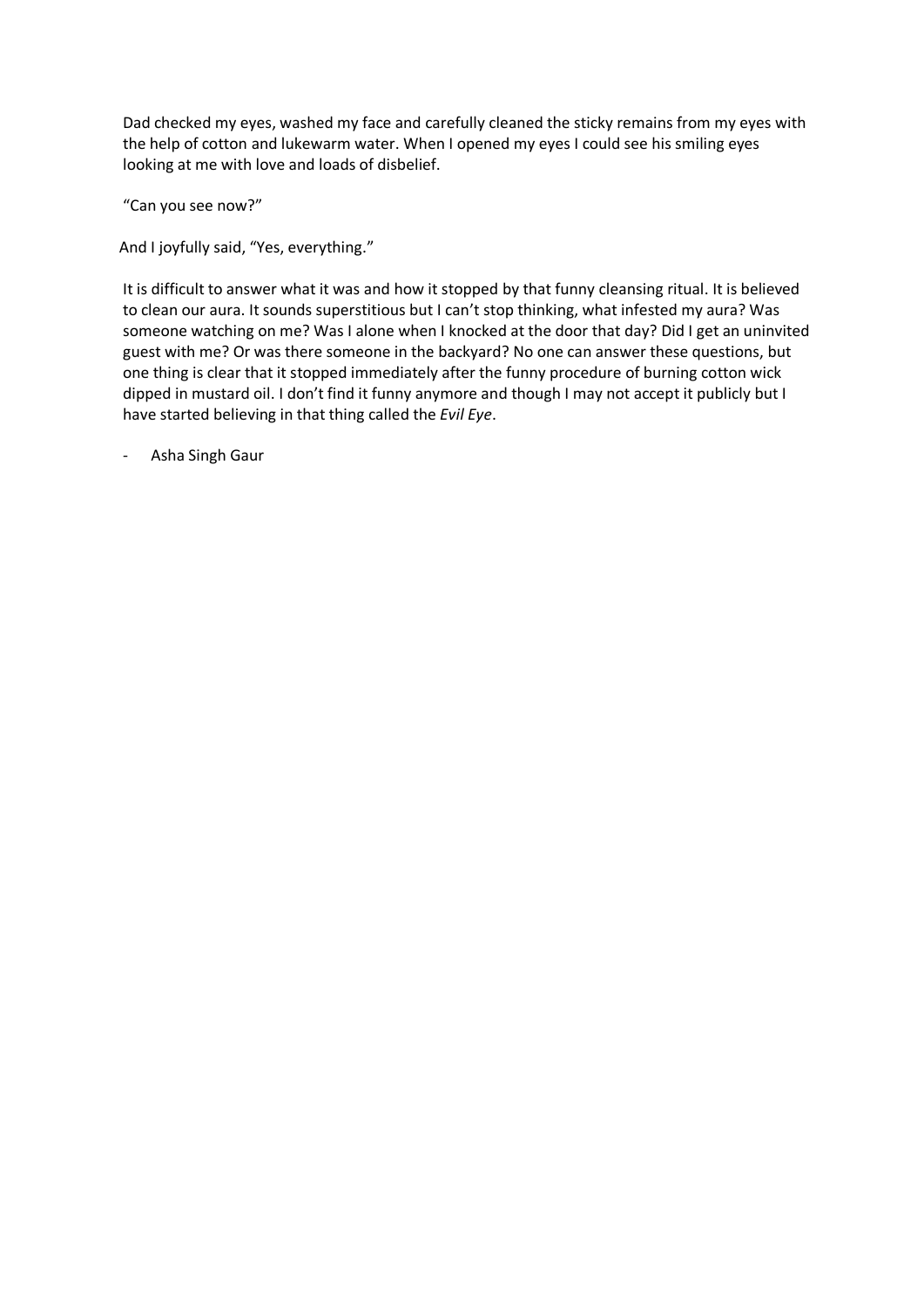Dad checked my eyes, washed my face and carefully cleaned the sticky remains from my eyes with the help of cotton and lukewarm water. When I opened my eyes I could see his smiling eyes looking at me with love and loads of disbelief.

"Can you see now?"

And I joyfully said, "Yes, everything."

It is difficult to answer what it was and how it stopped by that funny cleansing ritual. It is believed to clean our aura. It sounds superstitious but I can't stop thinking, what infested my aura? Was someone watching on me? Was I alone when I knocked at the door that day? Did I get an uninvited guest with me? Or was there someone in the backyard? No one can answer these questions, but one thing is clear that it stopped immediately after the funny procedure of burning cotton wick dipped in mustard oil. I don't find it funny anymore and though I may not accept it publicly but I have started believing in that thing called the *Evil Eye*.

- Asha Singh Gaur